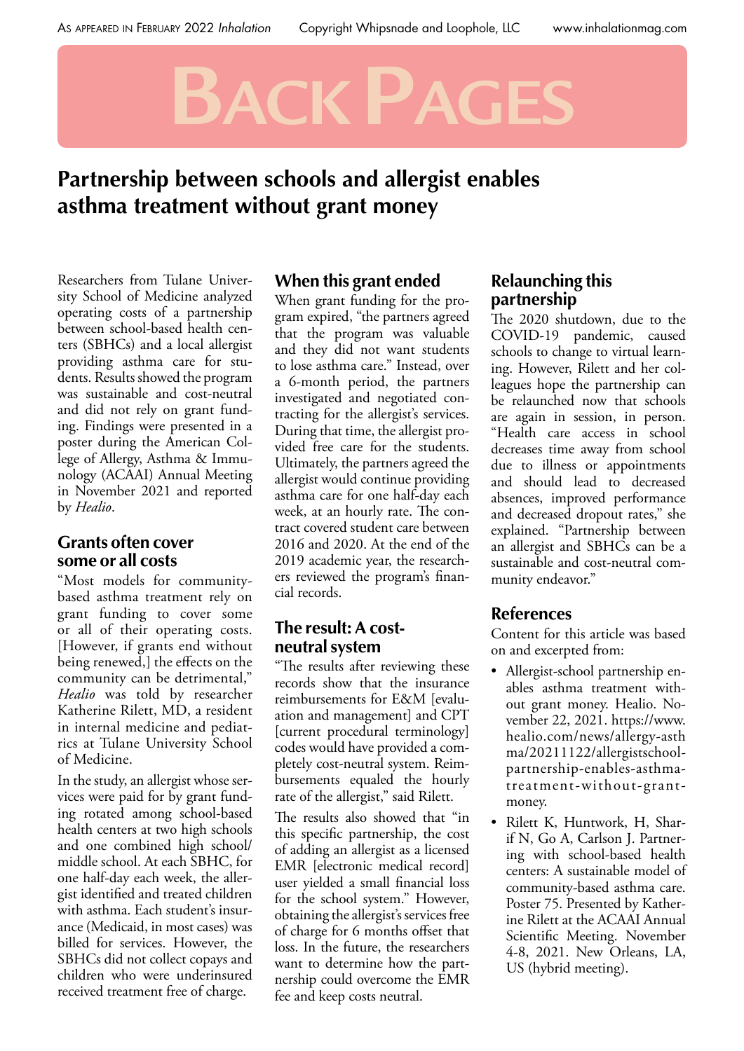# Back Pages

## Partnership between schools and allergist enables asthma treatment without grant money

Researchers from Tulane University School of Medicine analyzed operating costs of a partnership between school-based health centers (SBHCs) and a local allergist providing asthma care for students. Results showed the program was sustainable and cost-neutral and did not rely on grant funding. Findings were presented in a poster during the American College of Allergy, Asthma & Immunology (ACAAI) Annual Meeting in November 2021 and reported by *Healio*.

### Grants often cover some or all costs

"Most models for community-based asthma treatment rely on grant funding to cover some or all of their operating costs. [However, if grants end without being renewed,] the effects on the community can be detrimental," *Healio* was told by researcher Katherine Rilett, MD, a resident in internal medicine and pediatrics at Tulane University School of Medicine.

In the study, an allergist whose services were paid for by grant funding rotated among school-based health centers at two high schools and one combined high school/middle school. At each SBHC, for one half-day each week, the allergist identified and treated children with asthma. Each student's insurance (Medicaid, in most cases) was billed for services. However, the SBHCs did not collect copays and children who were underinsured received treatment free of charge.

### When this grant ended

When grant funding for the program expired, "the partners agreed that the program was valuable and they did not want students to lose asthma care." Instead, over a 6-month period, the partners investigated and negotiated contracting for the allergist's services. During that time, the allergist provided free care for the students. Ultimately, the partners agreed the allergist would continue providing asthma care for one half-day each week, at an hourly rate. The contract covered student care between 2016 and 2020. At the end of the 2019 academic year, the researchers reviewed the program's financial records.

### The result: A cost-neutral system

"The results after reviewing these records show that the insurance reimbursements for E&M [evaluation and management] and CPT [current procedural terminology] codes would have provided a completely cost-neutral system. Reimbursements equaled the hourly rate of the allergist," said Rilett.

The results also showed that "in this specific partnership, the cost of adding an allergist as a licensed EMR [electronic medical record] user yielded a small financial loss for the school system." However, obtaining the allergist's services free of charge for 6 months offset that loss. In the future, the researchers want to determine how the partnership could overcome the EMR fee and keep costs neutral.

### Relaunching this partnership

The 2020 shutdown, due to the COVID-19 pandemic, caused schools to change to virtual learning. However, Rilett and her colleagues hope the partnership can be relaunched now that schools are again in session, in person. "Health care access in school decreases time away from school due to illness or appointments and should lead to decreased absences, improved performance and decreased dropout rates," she explained. "Partnership between an allergist and SBHCs can be a sustainable and cost-neutral community endeavor."

### References

Content for this article was based on and excerpted from:

- Allergist-school partnership enables asthma treatment without grant money. Healio. November 22, 2021. https://www.healio.com/news/allergy-asthma/20211122/allergistschool-partnership-enables-asthma-treatment-without-grant-money.
- Rilett K, Huntwork, H, Sharif N, Go A, Carlson J. Partnering with school-based health centers: A sustainable model of community-based asthma care. Poster 75. Presented by Katherine Rilett at the ACAAI Annual Scientific Meeting. November 4-8, 2021. New Orleans, LA, US (hybrid meeting).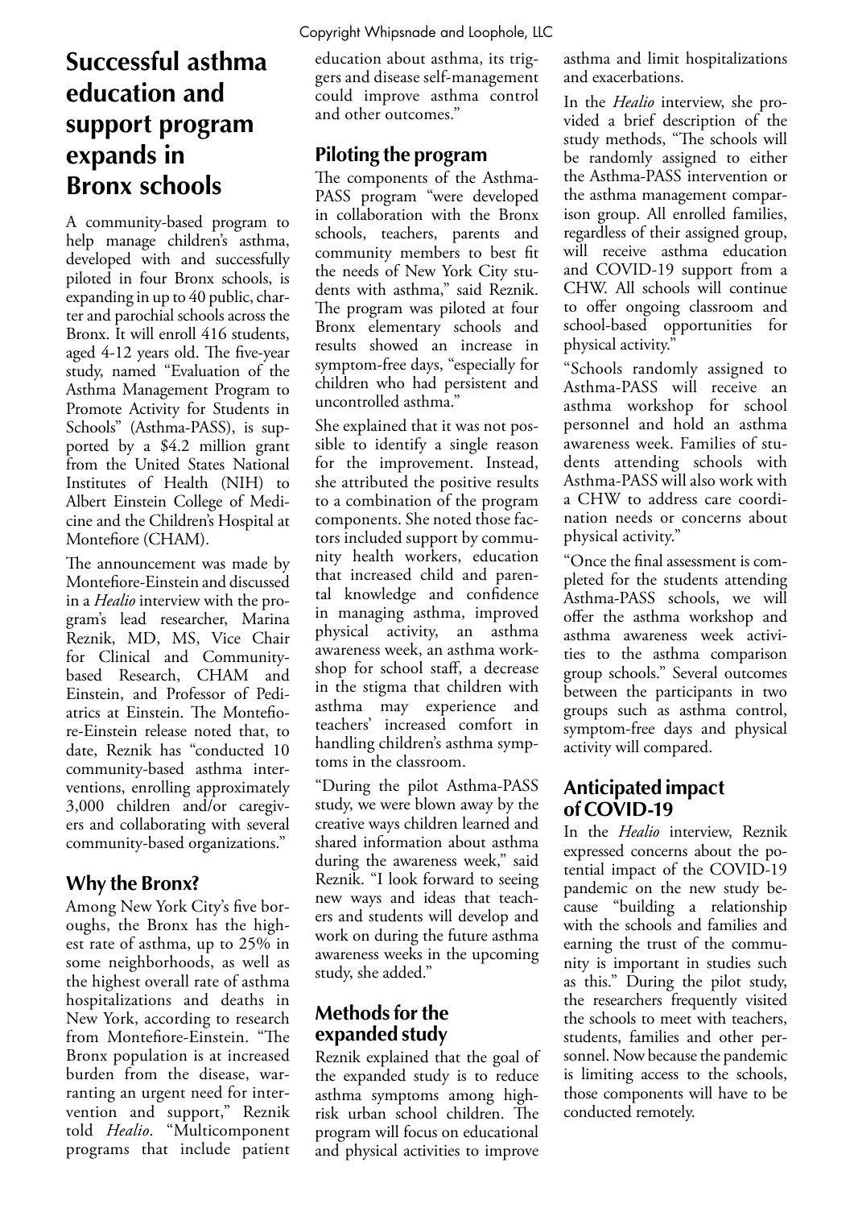# Successful asthma education and support program expands in Bronx schools

A community-based program to help manage children's asthma, developed with and successfully piloted in four Bronx schools, is expanding in up to 40 public, charter and parochial schools across the Bronx. It will enroll 416 students, aged 4-12 years old. The five-year study, named "Evaluation of the Asthma Management Program to Promote Activity for Students in Schools" (Asthma-PASS), is supported by a $4.2 million grant from the United States National Institutes of Health (NIH) to Albert Einstein College of Medicine and the Children's Hospital at Montefiore (CHAM).

The announcement was made by Montefiore-Einstein and discussed in a *Healio* interview with the program's lead researcher, Marina Reznik, MD, MS, Vice Chair for Clinical and Community-based Research, CHAM and Einstein, and Professor of Pediatrics at Einstein. The Montefiore-Einstein release noted that, to date, Reznik has "conducted 10 community-based asthma interventions, enrolling approximately 3,000 children and/or caregivers and collaborating with several community-based organizations."

## Why the Bronx?

Among New York City's five boroughs, the Bronx has the highest rate of asthma, up to 25% in some neighborhoods, as well as the highest overall rate of asthma hospitalizations and deaths in New York, according to research from Montefiore-Einstein. "The Bronx population is at increased burden from the disease, warranting an urgent need for intervention and support," Reznik told *Healio*. "Multicomponent programs that include patient education about asthma, its triggers and disease self-management could improve asthma control and other outcomes."

## Piloting the program

The components of the Asthma-PASS program "were developed in collaboration with the Bronx schools, teachers, parents and community members to best fit the needs of New York City students with asthma," said Reznik. The program was piloted at four Bronx elementary schools and results showed an increase in symptom-free days, "especially for children who had persistent and uncontrolled asthma."

She explained that it was not possible to identify a single reason for the improvement. Instead, she attributed the positive results to a combination of the program components. She noted those factors included support by community health workers, education that increased child and parental knowledge and confidence in managing asthma, improved physical activity, an asthma awareness week, an asthma workshop for school staff, a decrease in the stigma that children with asthma may experience and teachers' increased comfort in handling children's asthma symptoms in the classroom.

"During the pilot Asthma-PASS study, we were blown away by the creative ways children learned and shared information about asthma during the awareness week," said Reznik. "I look forward to seeing new ways and ideas that teachers and students will develop and work on during the future asthma awareness weeks in the upcoming study, she added."

## Methods for the expanded study

Reznik explained that the goal of the expanded study is to reduce asthma symptoms among high-risk urban school children. The program will focus on educational and physical activities to improve asthma and limit hospitalizations and exacerbations.

In the *Healio* interview, she provided a brief description of the study methods, "The schools will be randomly assigned to either the Asthma-PASS intervention or the asthma management comparison group. All enrolled families, regardless of their assigned group, will receive asthma education and COVID-19 support from a CHW. All schools will continue to offer ongoing classroom and school-based opportunities for physical activity."

"Schools randomly assigned to Asthma-PASS will receive an asthma workshop for school personnel and hold an asthma awareness week. Families of students attending schools with Asthma-PASS will also work with a CHW to address care coordination needs or concerns about physical activity."

"Once the final assessment is completed for the students attending Asthma-PASS schools, we will offer the asthma workshop and asthma awareness week activities to the asthma comparison group schools." Several outcomes between the participants in two groups such as asthma control, symptom-free days and physical activity will compared.

## Anticipated impact of COVID-19

In the *Healio* interview, Reznik expressed concerns about the potential impact of the COVID-19 pandemic on the new study because "building a relationship with the schools and families and earning the trust of the community is important in studies such as this." During the pilot study, the researchers frequently visited the schools to meet with teachers, students, families and other personnel. Now because the pandemic is limiting access to the schools, those components will have to be conducted remotely.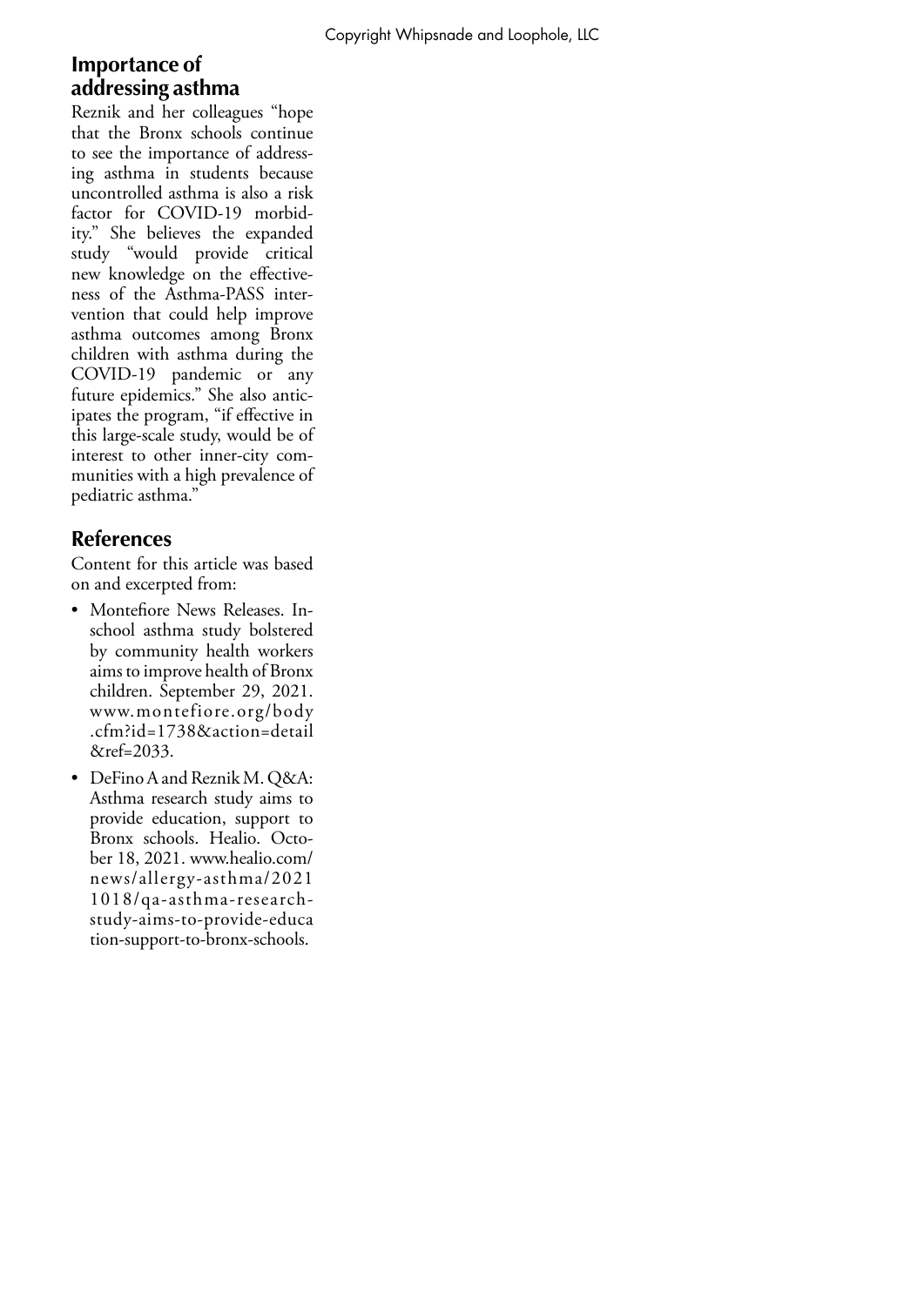## Importance of addressing asthma

Reznik and her colleagues "hope that the Bronx schools continue to see the importance of addressing asthma in students because uncontrolled asthma is also a risk factor for COVID-19 morbidity." She believes the expanded study "would provide critical new knowledge on the effectiveness of the Asthma-PASS intervention that could help improve asthma outcomes among Bronx children with asthma during the COVID-19 pandemic or any future epidemics." She also anticipates the program, "if effective in this large-scale study, would be of interest to other inner-city communities with a high prevalence of pediatric asthma."

## References

Content for this article was based on and excerpted from:

- Montefiore News Releases. In-school asthma study bolstered by community health workers aims to improve health of Bronx children. September 29, 2021. www.montefiore.org/body.cfm?id=1738&action=detail&ref=2033.
- DeFino A and Reznik M. Q&A: Asthma research study aims to provide education, support to Bronx schools. Healio. October 18, 2021. www.healio.com/news/allergy-asthma/20211018/qa-asthma-research-study-aims-to-provide-education-support-to-bronx-schools.